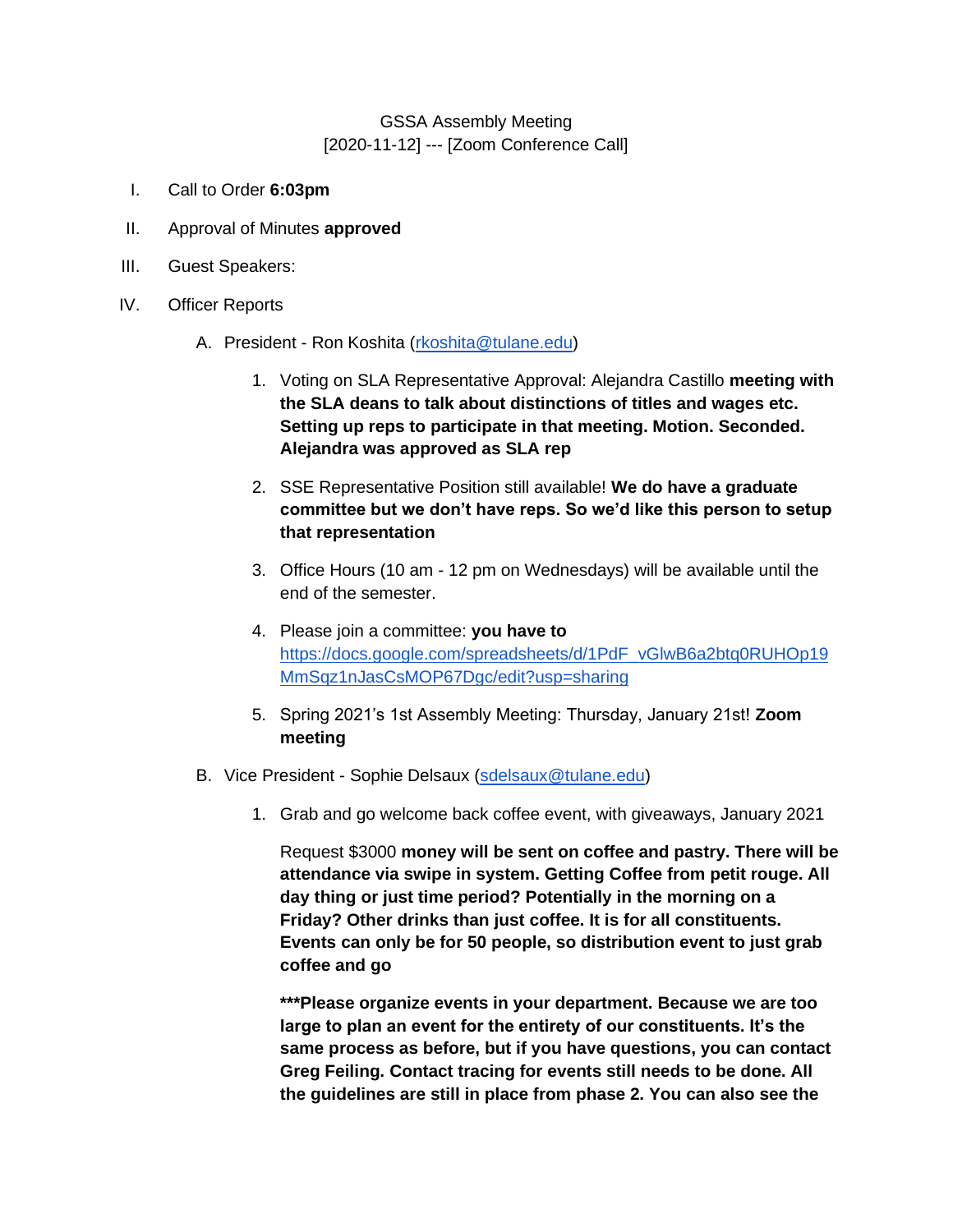GSSA Assembly Meeting
[2020-11-12] --- [Zoom Conference Call]

I. Call to Order **6:03pm**

II. Approval of Minutes **approved**

III. Guest Speakers:

IV. Officer Reports

A. President - Ron Koshita (rkoshita@tulane.edu)

1. Voting on SLA Representative Approval: Alejandra Castillo **meeting with the SLA deans to talk about distinctions of titles and wages etc. Setting up reps to participate in that meeting. Motion. Seconded. Alejandra was approved as SLA rep**

2. SSE Representative Position still available! **We do have a graduate committee but we don't have reps. So we'd like this person to setup that representation**

3. Office Hours (10 am - 12 pm on Wednesdays) will be available until the end of the semester.

4. Please join a committee: **you have to** https://docs.google.com/spreadsheets/d/1PdF_vGlwB6a2btq0RUHOp19MmSqz1nJasCsMOP67Dgc/edit?usp=sharing

5. Spring 2021's 1st Assembly Meeting: Thursday, January 21st! **Zoom meeting**

B. Vice President - Sophie Delsaux (sdelsaux@tulane.edu)

1. Grab and go welcome back coffee event, with giveaways, January 2021

Request $3000 **money will be sent on coffee and pastry. There will be attendance via swipe in system. Getting Coffee from petit rouge. All day thing or just time period? Potentially in the morning on a Friday? Other drinks than just coffee. It is for all constituents. Events can only be for 50 people, so distribution event to just grab coffee and go**

**\*\*\*Please organize events in your department. Because we are too large to plan an event for the entirety of our constituents. It's the same process as before, but if you have questions, you can contact Greg Feiling. Contact tracing for events still needs to be done. All the guidelines are still in place from phase 2. You can also see the**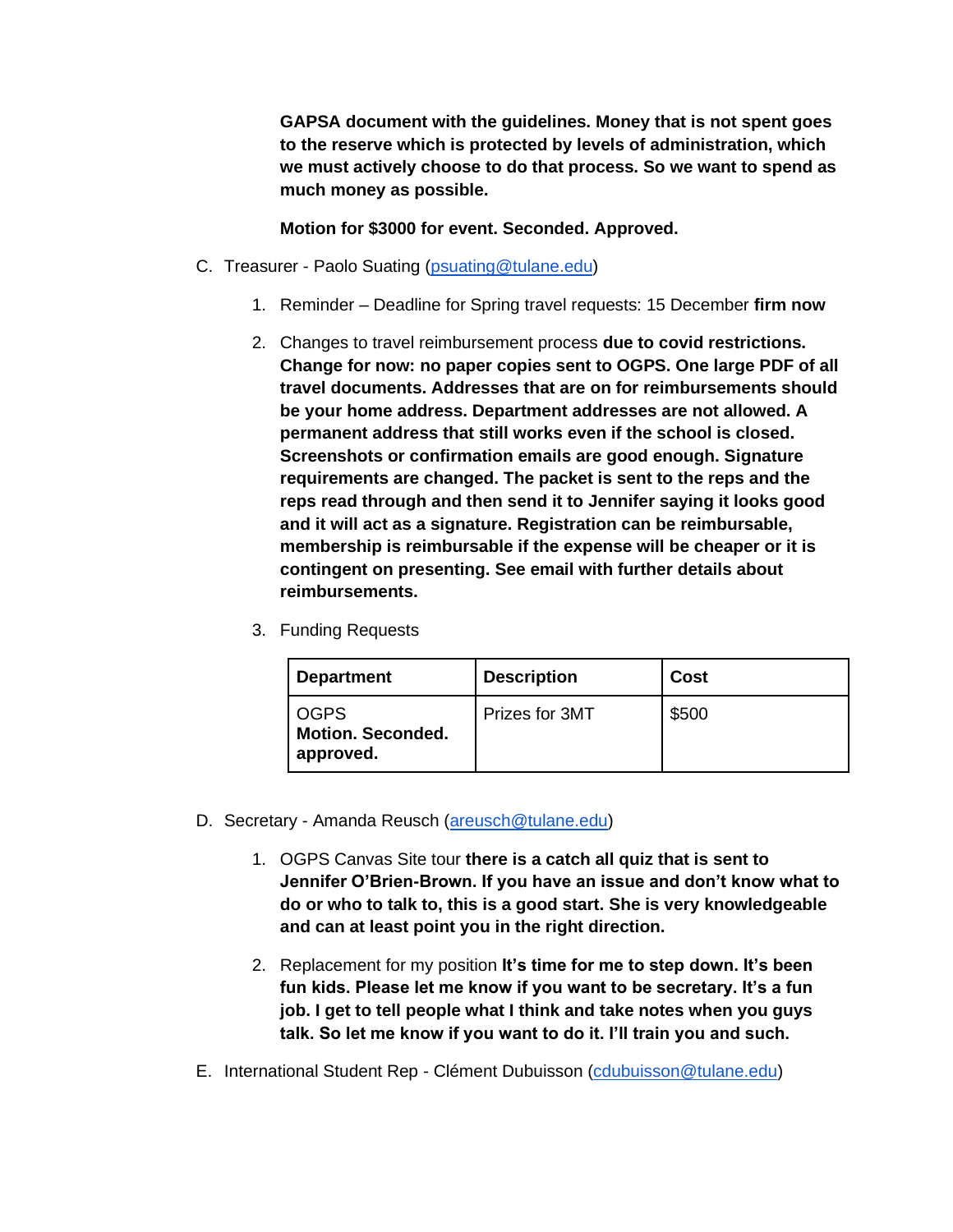**GAPSA document with the guidelines. Money that is not spent goes to the reserve which is protected by levels of administration, which we must actively choose to do that process. So we want to spend as much money as possible.**

**Motion for $3000 for event. Seconded. Approved.**

C. Treasurer - Paolo Suating (psuating@tulane.edu)

1. Reminder – Deadline for Spring travel requests: 15 December **firm now**

2. Changes to travel reimbursement process **due to covid restrictions. Change for now: no paper copies sent to OGPS. One large PDF of all travel documents. Addresses that are on for reimbursements should be your home address. Department addresses are not allowed. A permanent address that still works even if the school is closed. Screenshots or confirmation emails are good enough. Signature requirements are changed. The packet is sent to the reps and the reps read through and then send it to Jennifer saying it looks good and it will act as a signature. Registration can be reimbursable, membership is reimbursable if the expense will be cheaper or it is contingent on presenting. See email with further details about reimbursements.**

3. Funding Requests

| Department | Description | Cost |
| --- | --- | --- |
| OGPS **Motion. Seconded. approved.** | Prizes for 3MT | $500 |

D. Secretary - Amanda Reusch (areusch@tulane.edu)

1. OGPS Canvas Site tour **there is a catch all quiz that is sent to Jennifer O'Brien-Brown. If you have an issue and don't know what to do or who to talk to, this is a good start. She is very knowledgeable and can at least point you in the right direction.**

2. Replacement for my position **It's time for me to step down. It's been fun kids. Please let me know if you want to be secretary. It's a fun job. I get to tell people what I think and take notes when you guys talk. So let me know if you want to do it. I'll train you and such.**

E. International Student Rep - Clément Dubuisson (cdubuisson@tulane.edu)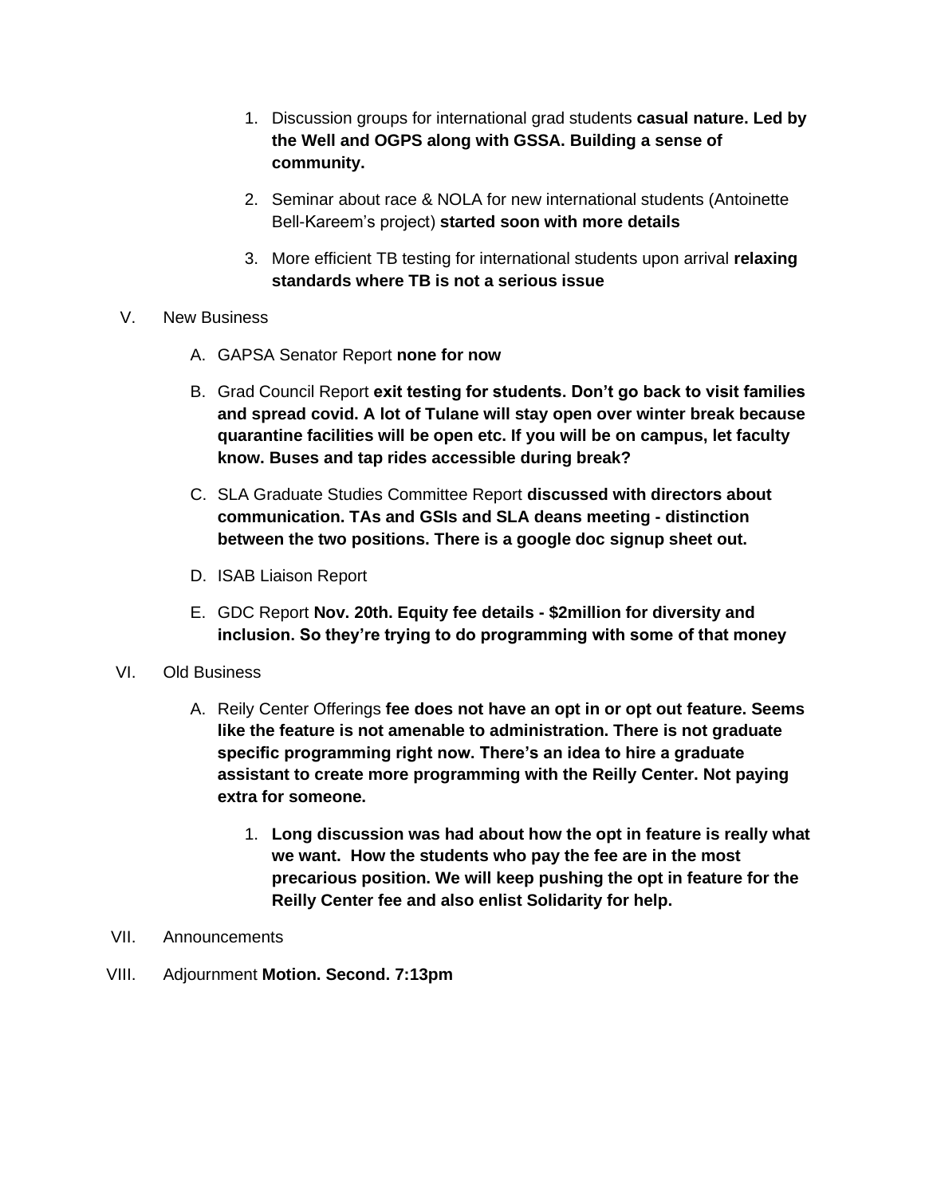1. Discussion groups for international grad students **casual nature. Led by the Well and OGPS along with GSSA. Building a sense of community.**

2. Seminar about race & NOLA for new international students (Antoinette Bell-Kareem's project) **started soon with more details**

3. More efficient TB testing for international students upon arrival **relaxing standards where TB is not a serious issue**

V. New Business

   A. GAPSA Senator Report **none for now**

   B. Grad Council Report **exit testing for students. Don't go back to visit families and spread covid. A lot of Tulane will stay open over winter break because quarantine facilities will be open etc. If you will be on campus, let faculty know. Buses and tap rides accessible during break?**

   C. SLA Graduate Studies Committee Report **discussed with directors about communication. TAs and GSIs and SLA deans meeting - distinction between the two positions. There is a google doc signup sheet out.**

   D. ISAB Liaison Report

   E. GDC Report **Nov. 20th. Equity fee details - $2million for diversity and inclusion. So they're trying to do programming with some of that money**

VI. Old Business

   A. Reily Center Offerings **fee does not have an opt in or opt out feature. Seems like the feature is not amenable to administration. There is not graduate specific programming right now. There's an idea to hire a graduate assistant to create more programming with the Reilly Center. Not paying extra for someone.**

      1. **Long discussion was had about how the opt in feature is really what we want. How the students who pay the fee are in the most precarious position. We will keep pushing the opt in feature for the Reilly Center fee and also enlist Solidarity for help.**

VII. Announcements

VIII. Adjournment **Motion. Second. 7:13pm**